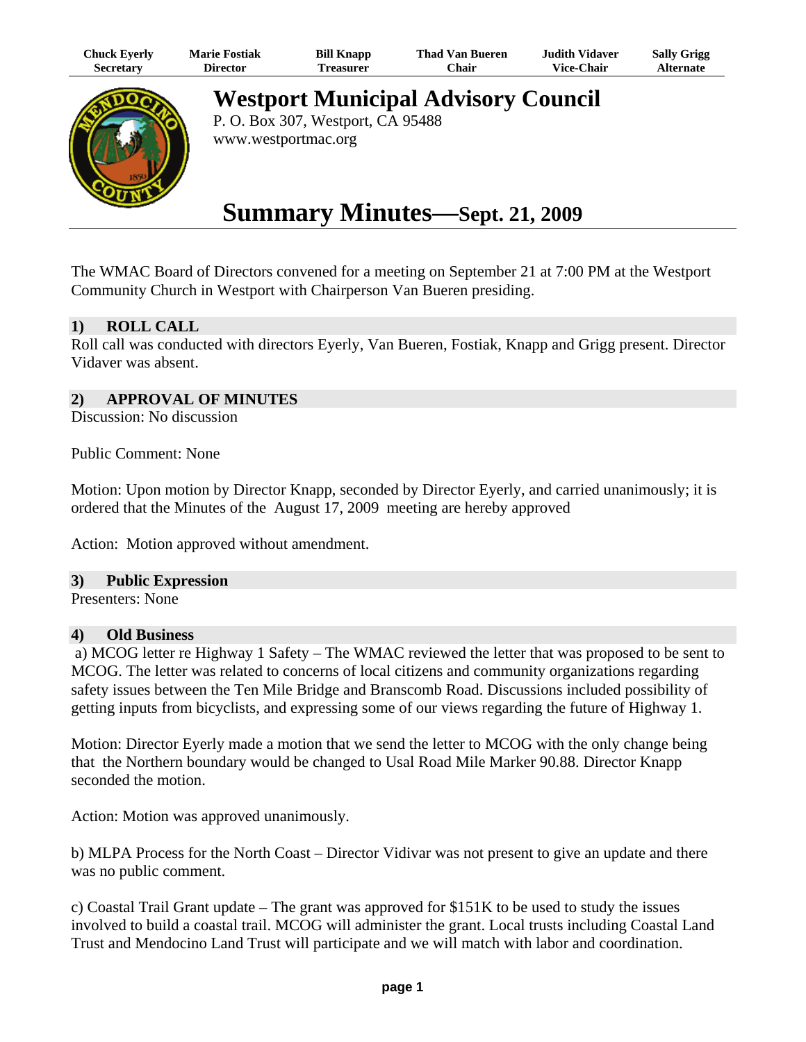| Chuck Eyerly | Marie Fostiak | Bill Knapp | Thad Van Bueren | Judith Vidaver | Sally Grigg |
|---|---|---|---|---|---|
| Secretary | Director | Treasurer | Chair | Vice-Chair | Alternate |

# Westport Municipal Advisory Council

P. O. Box 307, Westport, CA 95488
www.westportmac.org

# Summary Minutes—Sept. 21, 2009

The WMAC Board of Directors convened for a meeting on September 21 at 7:00 PM at the Westport Community Church in Westport with Chairperson Van Bueren presiding.

## 1) ROLL CALL

Roll call was conducted with directors Eyerly, Van Bueren, Fostiak, Knapp and Grigg present. Director Vidaver was absent.

## 2) APPROVAL OF MINUTES

Discussion: No discussion

Public Comment: None

Motion: Upon motion by Director Knapp, seconded by Director Eyerly, and carried unanimously; it is ordered that the Minutes of the August 17, 2009 meeting are hereby approved

Action: Motion approved without amendment.

## 3) Public Expression

Presenters: None

## 4) Old Business

a) MCOG letter re Highway 1 Safety – The WMAC reviewed the letter that was proposed to be sent to MCOG. The letter was related to concerns of local citizens and community organizations regarding safety issues between the Ten Mile Bridge and Branscomb Road. Discussions included possibility of getting inputs from bicyclists, and expressing some of our views regarding the future of Highway 1.

Motion: Director Eyerly made a motion that we send the letter to MCOG with the only change being that the Northern boundary would be changed to Usal Road Mile Marker 90.88. Director Knapp seconded the motion.

Action: Motion was approved unanimously.

b) MLPA Process for the North Coast – Director Vidivar was not present to give an update and there was no public comment.

c) Coastal Trail Grant update – The grant was approved for $151K to be used to study the issues involved to build a coastal trail. MCOG will administer the grant. Local trusts including Coastal Land Trust and Mendocino Land Trust will participate and we will match with labor and coordination.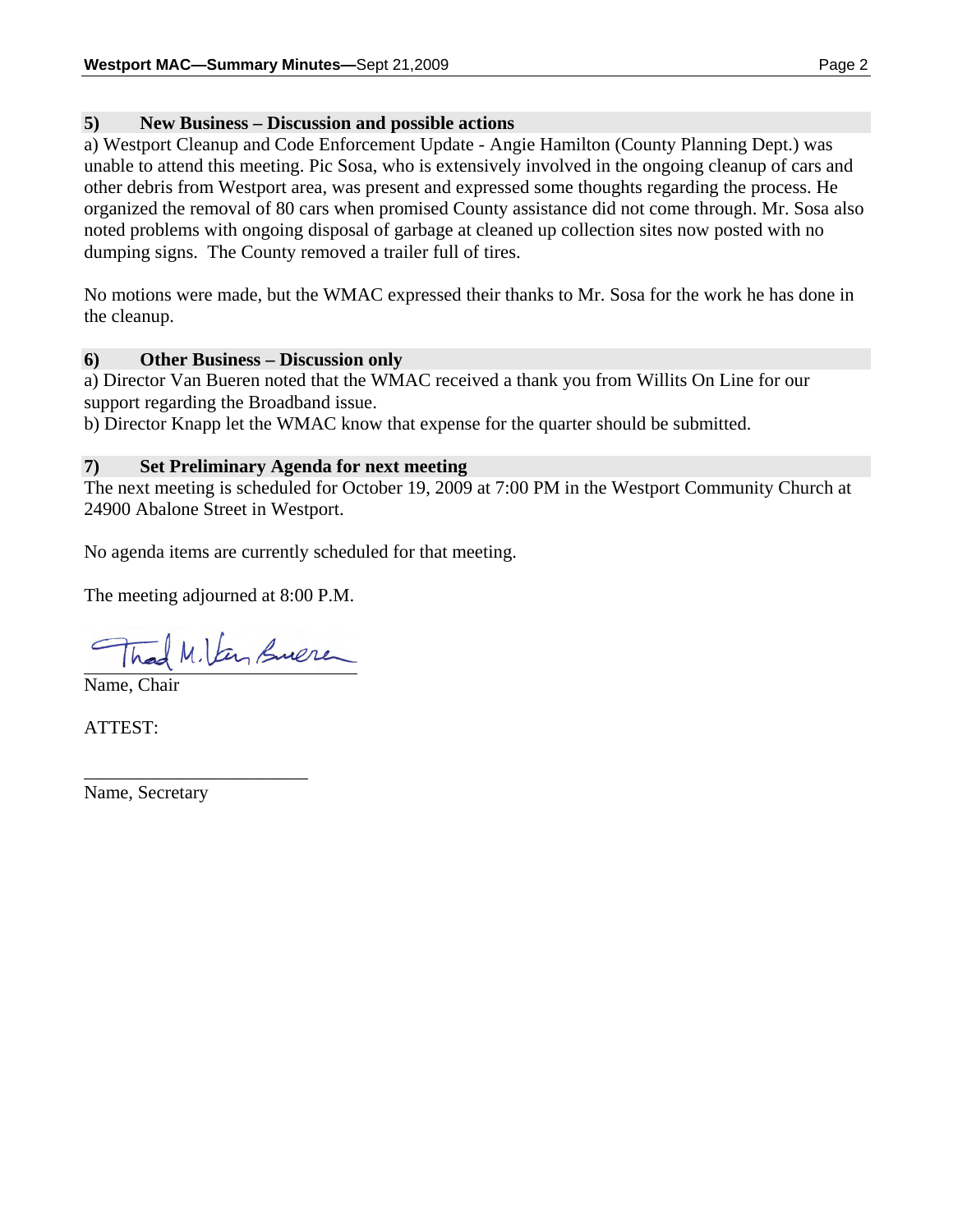## 5) New Business – Discussion and possible actions

a) Westport Cleanup and Code Enforcement Update - Angie Hamilton (County Planning Dept.) was unable to attend this meeting. Pic Sosa, who is extensively involved in the ongoing cleanup of cars and other debris from Westport area, was present and expressed some thoughts regarding the process. He organized the removal of 80 cars when promised County assistance did not come through. Mr. Sosa also noted problems with ongoing disposal of garbage at cleaned up collection sites now posted with no dumping signs. The County removed a trailer full of tires.

No motions were made, but the WMAC expressed their thanks to Mr. Sosa for the work he has done in the cleanup.

## 6) Other Business – Discussion only

a) Director Van Bueren noted that the WMAC received a thank you from Willits On Line for our support regarding the Broadband issue.
b) Director Knapp let the WMAC know that expense for the quarter should be submitted.

## 7) Set Preliminary Agenda for next meeting

The next meeting is scheduled for October 19, 2009 at 7:00 PM in the Westport Community Church at 24900 Abalone Street in Westport.

No agenda items are currently scheduled for that meeting.

The meeting adjourned at 8:00 P.M.

Thad M. Van Bueren
________________________
Name, Chair

ATTEST:

________________________
Name, Secretary